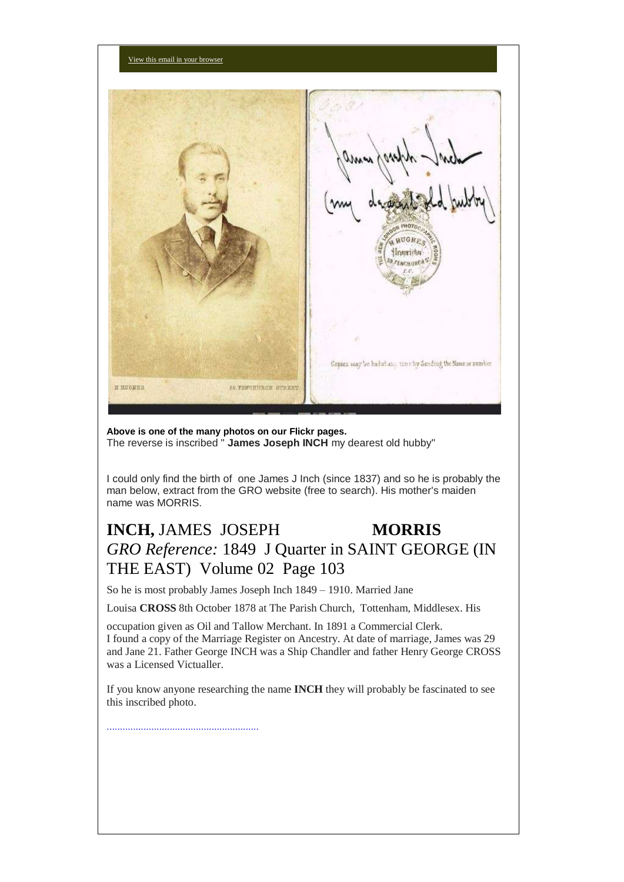View this email in your browser

**Above is one of the many photos on our Flickr pages.**
The reverse is inscribed " **James Joseph INCH** my dearest old hubby"

I could only find the birth of one James J Inch (since 1837) and so he is probably the man below, extract from the GRO website (free to search). His mother's maiden name was MORRIS.

## **INCH,** JAMES JOSEPH **MORRIS**

## *GRO Reference:* 1849 J Quarter in SAINT GEORGE (IN THE EAST) Volume 02 Page 103

So he is most probably James Joseph Inch 1849 – 1910. Married Jane Louisa **CROSS** 8th October 1878 at The Parish Church, Tottenham, Middlesex. His occupation given as Oil and Tallow Merchant. In 1891 a Commercial Clerk.
I found a copy of the Marriage Register on Ancestry. At date of marriage, James was 29 and Jane 21. Father George INCH was a Ship Chandler and father Henry George CROSS was a Licensed Victualler.

If you know anyone researching the name **INCH** they will probably be fascinated to see this inscribed photo.

........................................................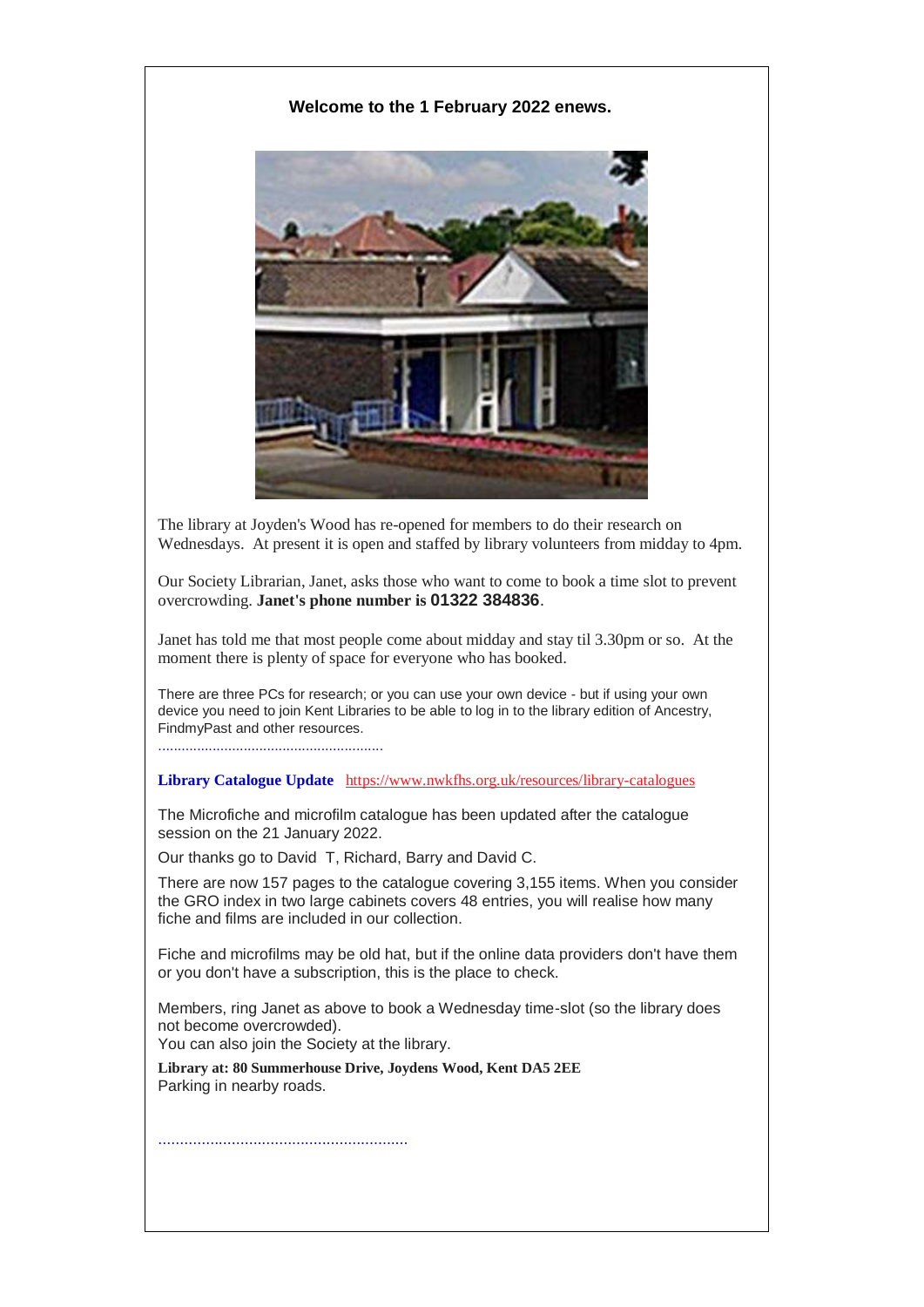**Welcome to the 1 February 2022 enews.**

The library at Joyden's Wood has re-opened for members to do their research on Wednesdays. At present it is open and staffed by library volunteers from midday to 4pm.

Our Society Librarian, Janet, asks those who want to come to book a time slot to prevent overcrowding. **Janet's phone number is 01322 384836**.

Janet has told me that most people come about midday and stay til 3.30pm or so. At the moment there is plenty of space for everyone who has booked.

There are three PCs for research; or you can use your own device - but if using your own device you need to join Kent Libraries to be able to log in to the library edition of Ancestry, FindmyPast and other resources.

.........................................................

**Library Catalogue Update** https://www.nwkfhs.org.uk/resources/library-catalogues

The Microfiche and microfilm catalogue has been updated after the catalogue session on the 21 January 2022.

Our thanks go to David T, Richard, Barry and David C.

There are now 157 pages to the catalogue covering 3,155 items. When you consider the GRO index in two large cabinets covers 48 entries, you will realise how many fiche and films are included in our collection.

Fiche and microfilms may be old hat, but if the online data providers don't have them or you don't have a subscription, this is the place to check.

Members, ring Janet as above to book a Wednesday time-slot (so the library does not become overcrowded).
You can also join the Society at the library.

**Library at: 80 Summerhouse Drive, Joydens Wood, Kent DA5 2EE**
Parking in nearby roads.

..........................................................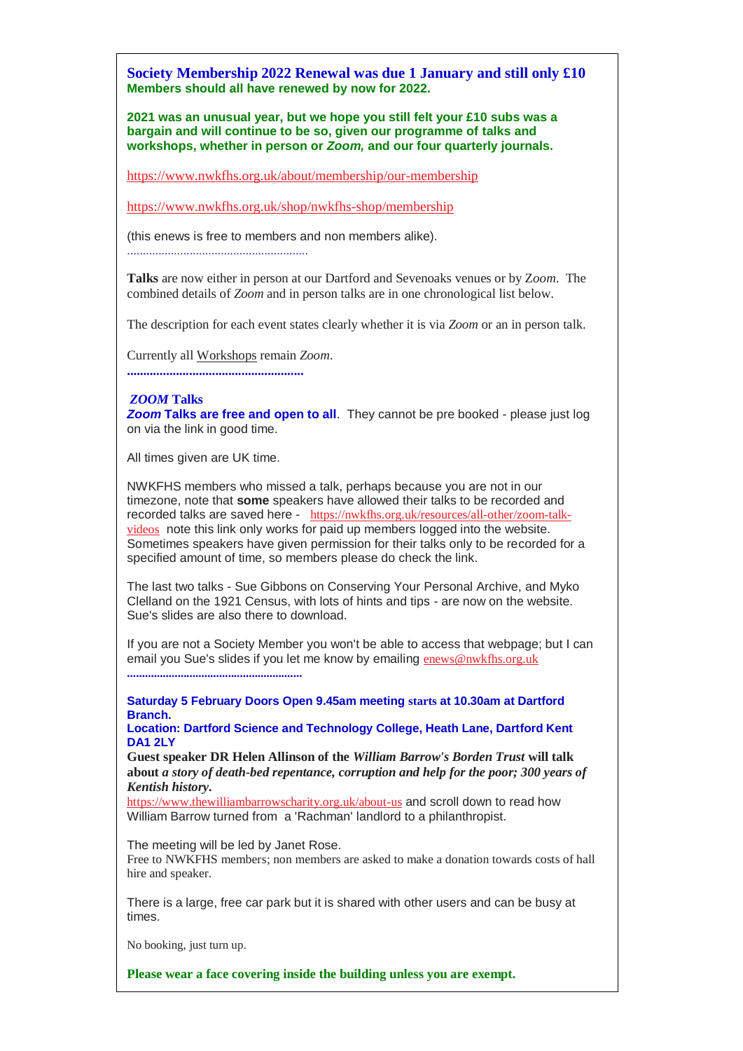**Society Membership 2022 Renewal was due 1 January and still only £10**
**Members should all have renewed by now for 2022.**

**2021 was an unusual year, but we hope you still felt your £10 subs was a bargain and will continue to be so, given our programme of talks and workshops, whether in person or *Zoom,* and our four quarterly journals.**

https://www.nwkfhs.org.uk/about/membership/our-membership

https://www.nwkfhs.org.uk/shop/nwkfhs-shop/membership

(this enews is free to members and non members alike).

..........................................................

**Talks** are now either in person at our Dartford and Sevenoaks venues or by Z*oom*. The combined details of *Zoom* and in person talks are in one chronological list below.

The description for each event states clearly whether it is via *Zoom* or an in person talk.

Currently all Workshops remain *Zoom*.

..........................................................

***ZOOM* Talks**

***Zoom* Talks are free and open to all**. They cannot be pre booked - please just log on via the link in good time.

All times given are UK time.

NWKFHS members who missed a talk, perhaps because you are not in our timezone, note that **some** speakers have allowed their talks to be recorded and recorded talks are saved here - https://nwkfhs.org.uk/resources/all-other/zoom-talk-videos note this link only works for paid up members logged into the website. Sometimes speakers have given permission for their talks only to be recorded for a specified amount of time, so members please do check the link.

The last two talks - Sue Gibbons on Conserving Your Personal Archive, and Myko Clelland on the 1921 Census, with lots of hints and tips - are now on the website. Sue's slides are also there to download.

If you are not a Society Member you won't be able to access that webpage; but I can email you Sue's slides if you let me know by emailing enews@nwkfhs.org.uk

..........................................................

**Saturday 5 February Doors Open 9.45am meeting starts at 10.30am at Dartford Branch.**
**Location: Dartford Science and Technology College, Heath Lane, Dartford Kent DA1 2LY**

**Guest speaker DR Helen Allinson of the *William Barrow's Borden Trust* will talk about *a story of death-bed repentance, corruption and help for the poor; 300 years of Kentish history.***

https://www.thewilliambarrowscharity.org.uk/about-us and scroll down to read how William Barrow turned from a 'Rachman' landlord to a philanthropist.

The meeting will be led by Janet Rose.
Free to NWKFHS members; non members are asked to make a donation towards costs of hall hire and speaker.

There is a large, free car park but it is shared with other users and can be busy at times.

No booking, just turn up.

**Please wear a face covering inside the building unless you are exempt.**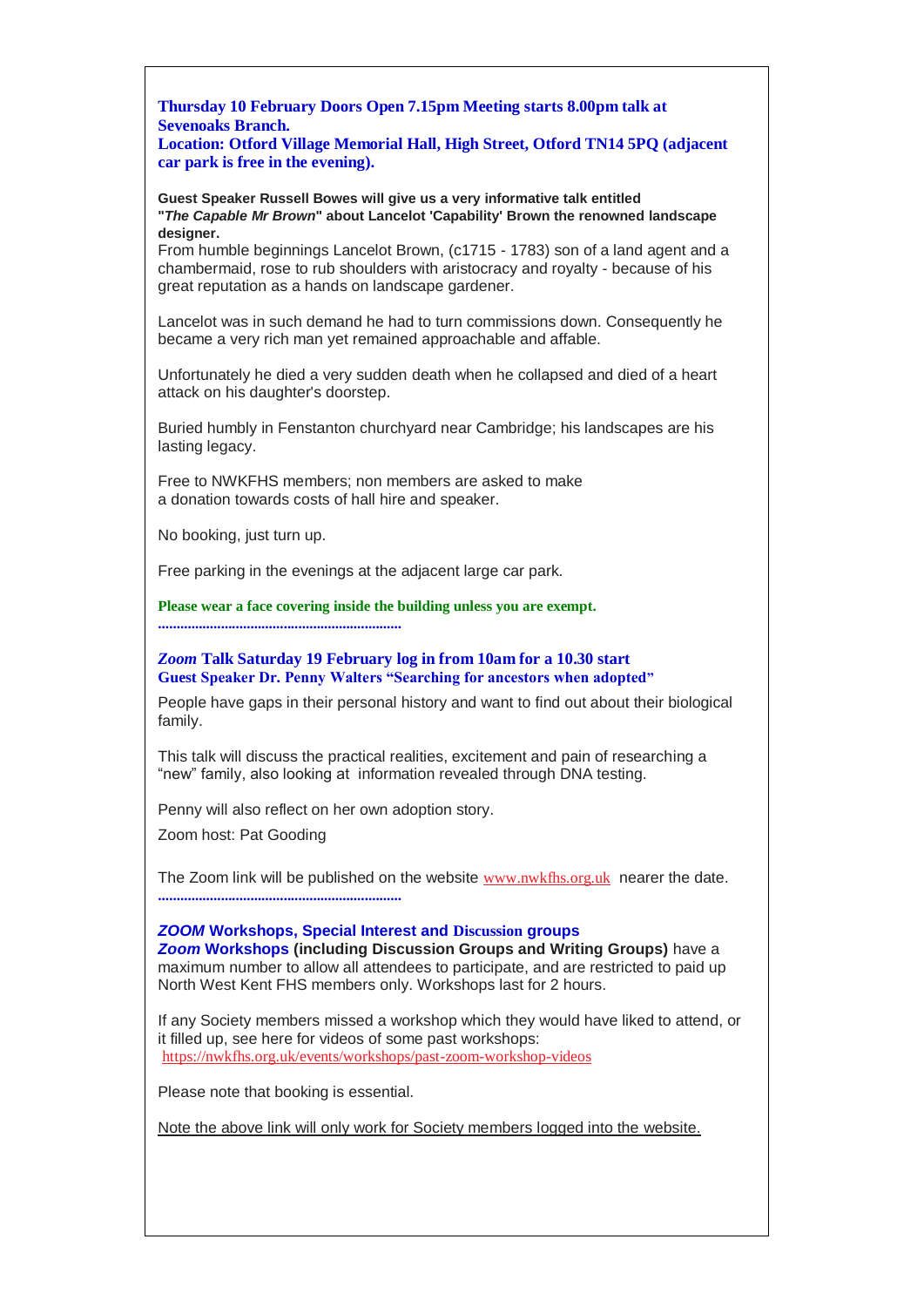**Thursday 10 February Doors Open 7.15pm Meeting starts 8.00pm talk at Sevenoaks Branch.**
**Location: Otford Village Memorial Hall, High Street, Otford TN14 5PQ (adjacent car park is free in the evening).**

**Guest Speaker Russell Bowes will give us a very informative talk entitled "*The Capable Mr Brown*" about Lancelot 'Capability' Brown the renowned landscape designer.**
From humble beginnings Lancelot Brown, (c1715 - 1783) son of a land agent and a chambermaid, rose to rub shoulders with aristocracy and royalty - because of his great reputation as a hands on landscape gardener.

Lancelot was in such demand he had to turn commissions down. Consequently he became a very rich man yet remained approachable and affable.

Unfortunately he died a very sudden death when he collapsed and died of a heart attack on his daughter's doorstep.

Buried humbly in Fenstanton churchyard near Cambridge; his landscapes are his lasting legacy.

Free to NWKFHS members; non members are asked to make a donation towards costs of hall hire and speaker.

No booking, just turn up.

Free parking in the evenings at the adjacent large car park.

**Please wear a face covering inside the building unless you are exempt.**

................................................................

***Zoom* Talk Saturday 19 February log in from 10am for a 10.30 start**
**Guest Speaker Dr. Penny Walters "Searching for ancestors when adopted"**

People have gaps in their personal history and want to find out about their biological family.

This talk will discuss the practical realities, excitement and pain of researching a "new" family, also looking at information revealed through DNA testing.

Penny will also reflect on her own adoption story.

Zoom host: Pat Gooding

The Zoom link will be published on the website www.nwkfhs.org.uk nearer the date.

................................................................

***ZOOM* Workshops, Special Interest and Discussion groups**
***Zoom* Workshops (including Discussion Groups and Writing Groups)** have a maximum number to allow all attendees to participate, and are restricted to paid up North West Kent FHS members only. Workshops last for 2 hours.

If any Society members missed a workshop which they would have liked to attend, or it filled up, see here for videos of some past workshops:
https://nwkfhs.org.uk/events/workshops/past-zoom-workshop-videos

Please note that booking is essential.

Note the above link will only work for Society members logged into the website.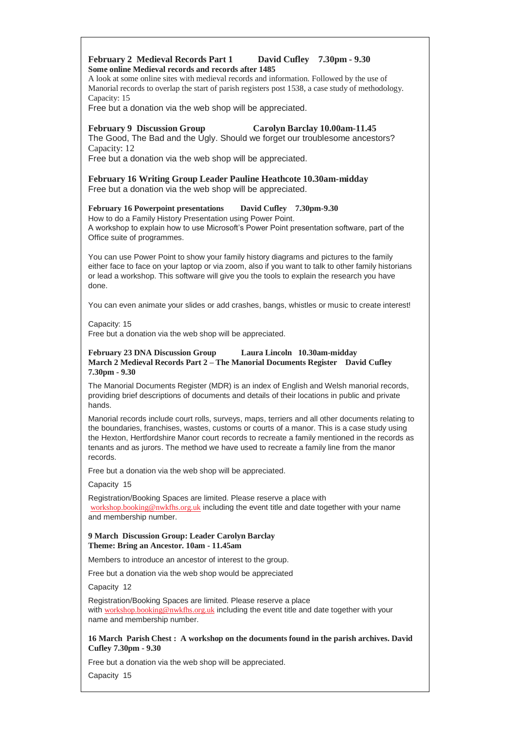**February 2 Medieval Records Part 1 David Cufley 7.30pm - 9.30**
**Some online Medieval records and records after 1485**
A look at some online sites with medieval records and information. Followed by the use of Manorial records to overlap the start of parish registers post 1538, a case study of methodology.
Capacity: 15
Free but a donation via the web shop will be appreciated.

**February 9 Discussion Group Carolyn Barclay 10.00am-11.45**
The Good, The Bad and the Ugly. Should we forget our troublesome ancestors?
Capacity: 12
Free but a donation via the web shop will be appreciated.

**February 16 Writing Group Leader Pauline Heathcote 10.30am-midday**
Free but a donation via the web shop will be appreciated.

**February 16 Powerpoint presentations David Cufley 7.30pm-9.30**
How to do a Family History Presentation using Power Point.
A workshop to explain how to use Microsoft's Power Point presentation software, part of the Office suite of programmes.

You can use Power Point to show your family history diagrams and pictures to the family either face to face on your laptop or via zoom, also if you want to talk to other family historians or lead a workshop. This software will give you the tools to explain the research you have done.

You can even animate your slides or add crashes, bangs, whistles or music to create interest!

Capacity: 15
Free but a donation via the web shop will be appreciated.

**February 23 DNA Discussion Group Laura Lincoln 10.30am-midday**
**March 2 Medieval Records Part 2 – The Manorial Documents Register David Cufley 7.30pm - 9.30**

The Manorial Documents Register (MDR) is an index of English and Welsh manorial records, providing brief descriptions of documents and details of their locations in public and private hands.

Manorial records include court rolls, surveys, maps, terriers and all other documents relating to the boundaries, franchises, wastes, customs or courts of a manor. This is a case study using the Hexton, Hertfordshire Manor court records to recreate a family mentioned in the records as tenants and as jurors. The method we have used to recreate a family line from the manor records.

Free but a donation via the web shop will be appreciated.

Capacity 15

Registration/Booking Spaces are limited. Please reserve a place with workshop.booking@nwkfhs.org.uk including the event title and date together with your name and membership number.

**9 March Discussion Group: Leader Carolyn Barclay**
**Theme: Bring an Ancestor. 10am - 11.45am**

Members to introduce an ancestor of interest to the group.

Free but a donation via the web shop would be appreciated

Capacity 12

Registration/Booking Spaces are limited. Please reserve a place with workshop.booking@nwkfhs.org.uk including the event title and date together with your name and membership number.

**16 March Parish Chest : A workshop on the documents found in the parish archives. David Cufley 7.30pm - 9.30**

Free but a donation via the web shop will be appreciated.

Capacity 15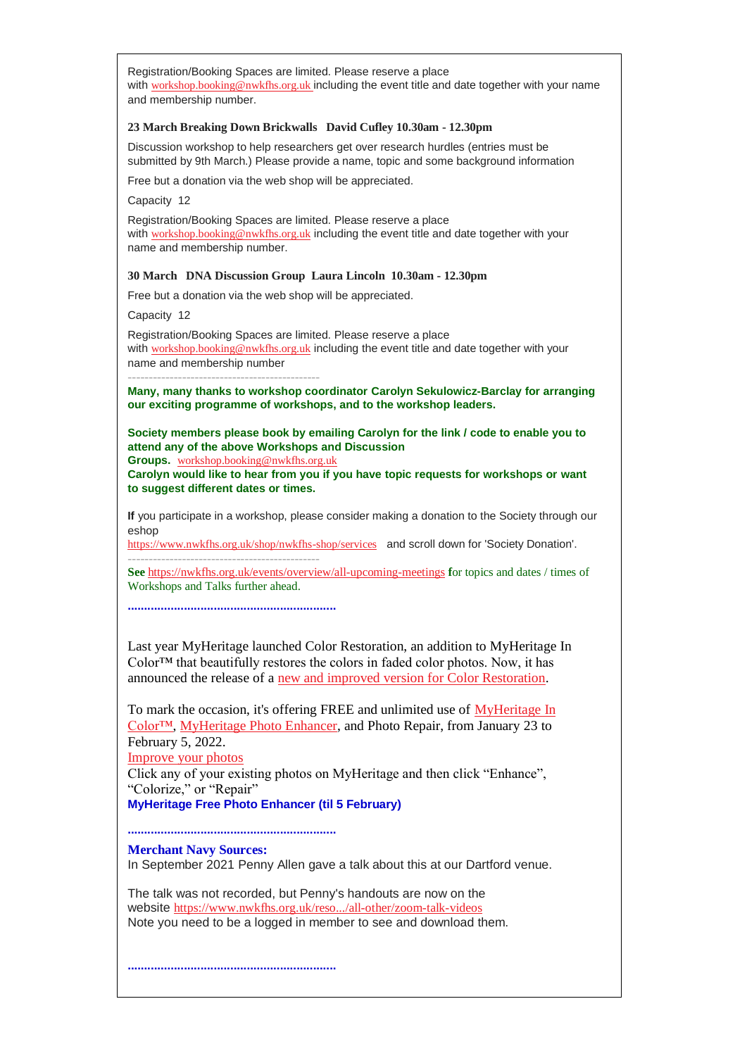Registration/Booking Spaces are limited. Please reserve a place with workshop.booking@nwkfhs.org.uk including the event title and date together with your name and membership number.

**23 March Breaking Down Brickwalls David Cufley 10.30am - 12.30pm**

Discussion workshop to help researchers get over research hurdles (entries must be submitted by 9th March.) Please provide a name, topic and some background information

Free but a donation via the web shop will be appreciated.

Capacity 12

Registration/Booking Spaces are limited. Please reserve a place with workshop.booking@nwkfhs.org.uk including the event title and date together with your name and membership number.

**30 March DNA Discussion Group Laura Lincoln 10.30am - 12.30pm**

Free but a donation via the web shop will be appreciated.

Capacity 12

Registration/Booking Spaces are limited. Please reserve a place with workshop.booking@nwkfhs.org.uk including the event title and date together with your name and membership number

---

**Many, many thanks to workshop coordinator Carolyn Sekulowicz-Barclay for arranging our exciting programme of workshops, and to the workshop leaders.**

**Society members please book by emailing Carolyn for the link / code to enable you to attend any of the above Workshops and Discussion Groups.** workshop.booking@nwkfhs.org.uk
**Carolyn would like to hear from you if you have topic requests for workshops or want to suggest different dates or times.**

**If** you participate in a workshop, please consider making a donation to the Society through our eshop
https://www.nwkfhs.org.uk/shop/nwkfhs-shop/services and scroll down for 'Society Donation'.

---

**See** https://nwkfhs.org.uk/events/overview/all-upcoming-meetings **f**or topics and dates / times of Workshops and Talks further ahead.

**..............................................................**

Last year MyHeritage launched Color Restoration, an addition to MyHeritage In Color™ that beautifully restores the colors in faded color photos. Now, it has announced the release of a new and improved version for Color Restoration.

To mark the occasion, it's offering FREE and unlimited use of MyHeritage In Color™, MyHeritage Photo Enhancer, and Photo Repair, from January 23 to February 5, 2022.
Improve your photos
Click any of your existing photos on MyHeritage and then click "Enhance", "Colorize," or "Repair"
**MyHeritage Free Photo Enhancer (til 5 February)**

**..............................................................**

**Merchant Navy Sources:**
In September 2021 Penny Allen gave a talk about this at our Dartford venue.

The talk was not recorded, but Penny's handouts are now on the website https://www.nwkfhs.org.uk/reso.../all-other/zoom-talk-videos
Note you need to be a logged in member to see and download them.

**..............................................................**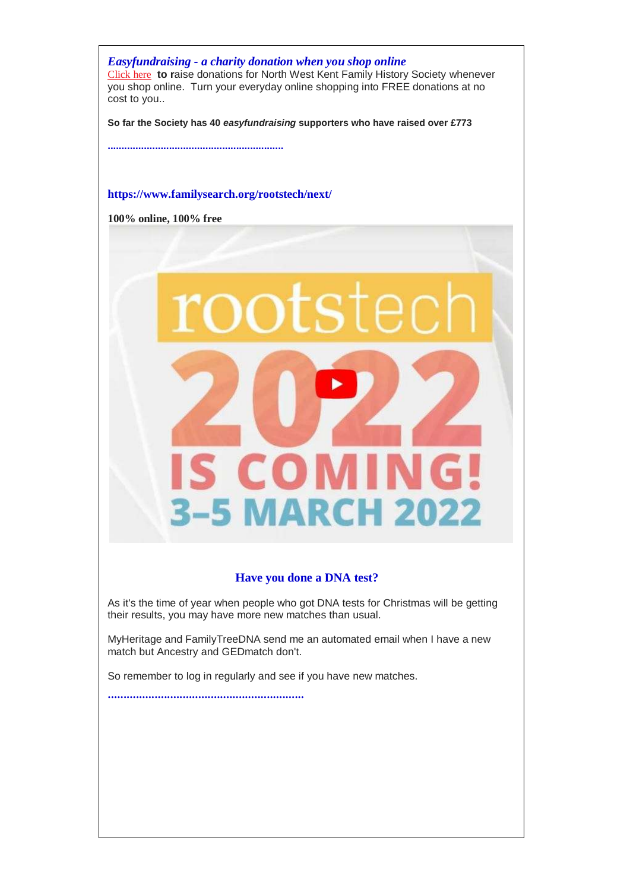***Easyfundraising - a charity donation when you shop online***

Click here **to r**aise donations for North West Kent Family History Society whenever you shop online. Turn your everyday online shopping into FREE donations at no cost to you..

**So far the Society has 40 *easyfundraising* supporters who have raised over £773**

.............................................................

**https://www.familysearch.org/rootstech/next/**

**100% online, 100% free**

## Have you done a DNA test?

As it's the time of year when people who got DNA tests for Christmas will be getting their results, you may have more new matches than usual.

MyHeritage and FamilyTreeDNA send me an automated email when I have a new match but Ancestry and GEDmatch don't.

So remember to log in regularly and see if you have new matches.

...............................................................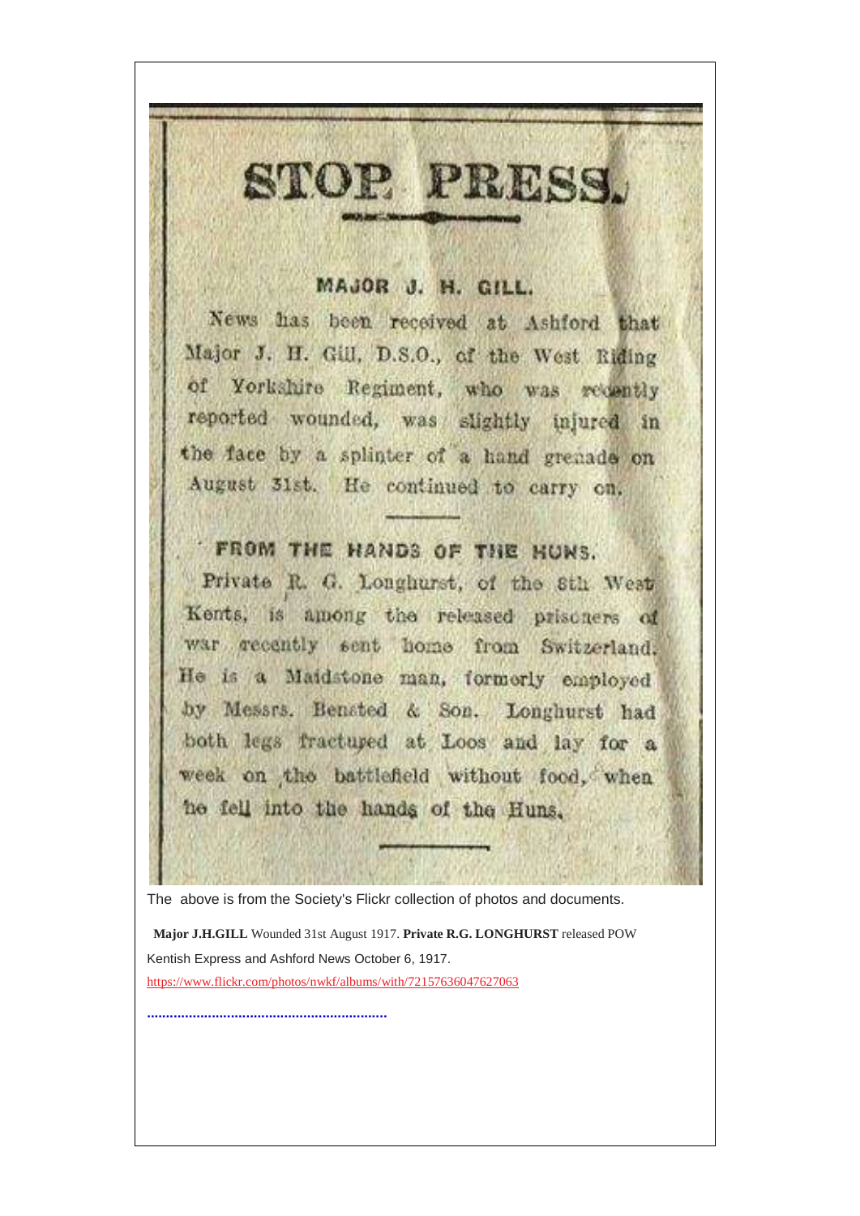# STOP PRESS.

### MAJOR J. H. GILL.

News has been received at Ashford that Major J. H. Gill, D.S.O., of the West Riding of Yorkshire Regiment, who was recently reported wounded, was slightly injured in the face by a splinter of a hand grenade on August 31st. He continued to carry on.

### FROM THE HANDS OF THE HUNS.

Private R. G. Longhurst, of the 8th West Kents, is among the released prisoners of war recently sent home from Switzerland. He is a Maidstone man, formerly employed by Messrs. Bensted & Son. Longhurst had both legs fractured at Loos and lay for a week on the battlefield without food, when he fell into the hands of the Huns.

The above is from the Society's Flickr collection of photos and documents.

**Major J.H.GILL** Wounded 31st August 1917. **Private R.G. LONGHURST** released POW

Kentish Express and Ashford News October 6, 1917.

https://www.flickr.com/photos/nwkf/albums/with/72157636047627063

.............................................................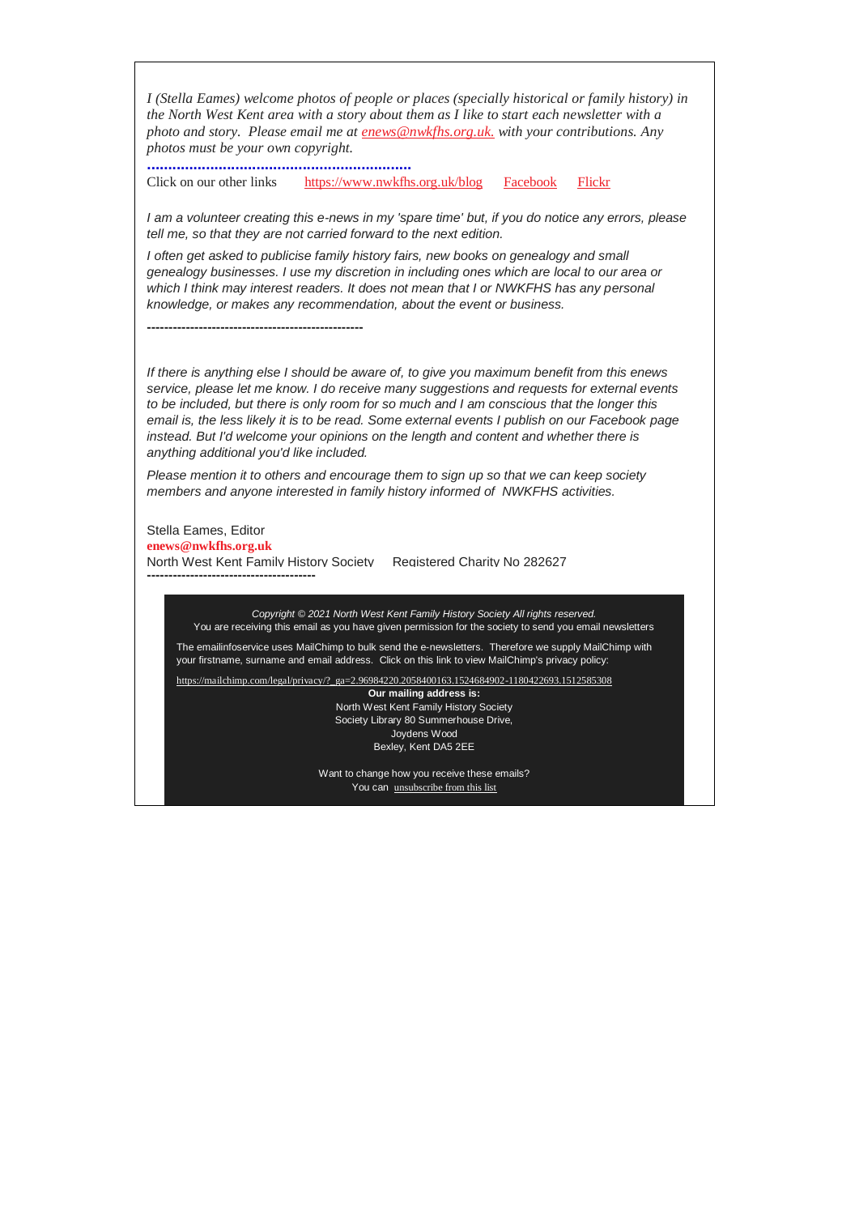*I (Stella Eames) welcome photos of people or places (specially historical or family history) in the North West Kent area with a story about them as I like to start each newsletter with a photo and story. Please email me at enews@nwkfhs.org.uk. with your contributions. Any photos must be your own copyright.*

..................................................................

Click on our other links https://www.nwkfhs.org.uk/blog Facebook Flickr

*I am a volunteer creating this e-news in my 'spare time' but, if you do notice any errors, please tell me, so that they are not carried forward to the next edition.*

*I often get asked to publicise family history fairs, new books on genealogy and small genealogy businesses. I use my discretion in including ones which are local to our area or which I think may interest readers. It does not mean that I or NWKFHS has any personal knowledge, or makes any recommendation, about the event or business.*

---

*If there is anything else I should be aware of, to give you maximum benefit from this enews service, please let me know. I do receive many suggestions and requests for external events to be included, but there is only room for so much and I am conscious that the longer this email is, the less likely it is to be read. Some external events I publish on our Facebook page instead. But I'd welcome your opinions on the length and content and whether there is anything additional you'd like included.*

*Please mention it to others and encourage them to sign up so that we can keep society members and anyone interested in family history informed of NWKFHS activities.*

Stella Eames, Editor
**enews@nwkfhs.org.uk**
North West Kent Family History Society Registered Charity No 282627

---

*Copyright © 2021 North West Kent Family History Society All rights reserved.*
You are receiving this email as you have given permission for the society to send you email newsletters

The emailinfoservice uses MailChimp to bulk send the e-newsletters. Therefore we supply MailChimp with your firstname, surname and email address. Click on this link to view MailChimp's privacy policy:

https://mailchimp.com/legal/privacy/?_ga=2.96984220.2058400163.1524684902-1180422693.1512585308

**Our mailing address is:**
North West Kent Family History Society
Society Library 80 Summerhouse Drive,
Joydens Wood
Bexley, Kent DA5 2EE

Want to change how you receive these emails?
You can unsubscribe from this list